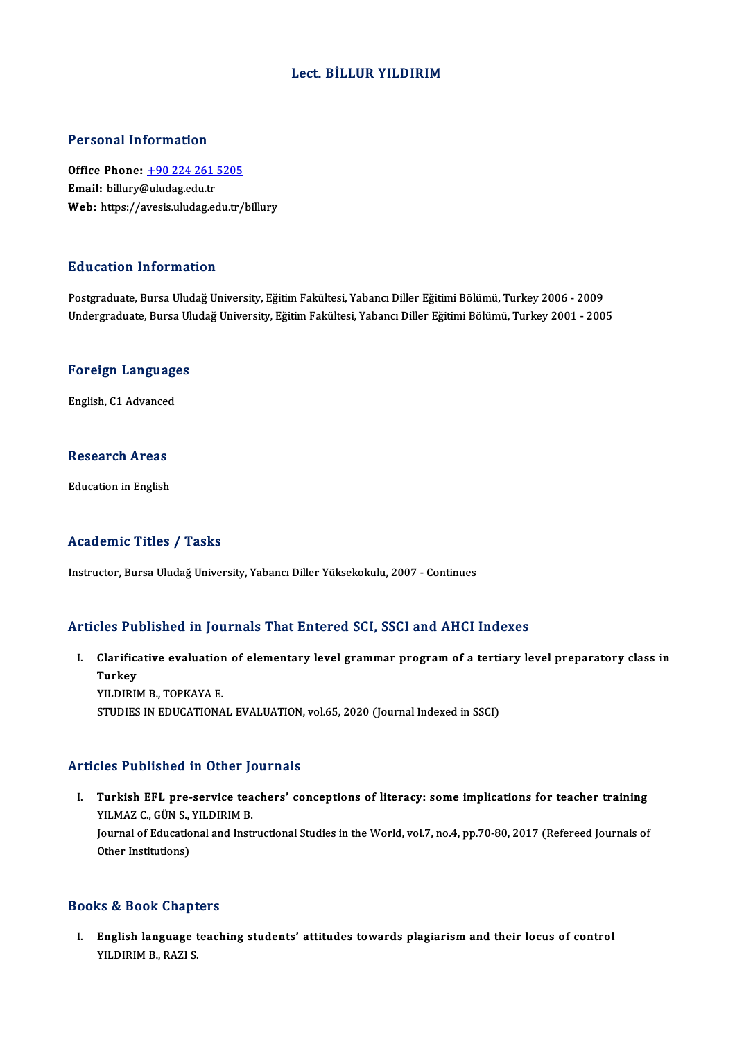# Lect. BİLLUR YILDIRIM

## Personal Information

**Office Phone:** +90 224 261 5205
**Email:** billury@uludag.edu.tr
**Web:** https://avesis.uludag.edu.tr/billury

## Education Information

Postgraduate, Bursa Uludağ University, Eğitim Fakültesi, Yabancı Diller Eğitimi Bölümü, Turkey 2006 - 2009
Undergraduate, Bursa Uludağ University, Eğitim Fakültesi, Yabancı Diller Eğitimi Bölümü, Turkey 2001 - 2005

## Foreign Languages

English, C1 Advanced

## Research Areas

Education in English

## Academic Titles / Tasks

Instructor, Bursa Uludağ University, Yabancı Diller Yüksekokulu, 2007 - Continues

## Articles Published in Journals That Entered SCI, SSCI and AHCI Indexes

I. **Clarificative evaluation of elementary level grammar program of a tertiary level preparatory class in Turkey**
YILDIRIM B., TOPKAYA E.
STUDIES IN EDUCATIONAL EVALUATION, vol.65, 2020 (Journal Indexed in SSCI)

## Articles Published in Other Journals

I. **Turkish EFL pre-service teachers' conceptions of literacy: some implications for teacher training**
YILMAZ C., GÜN S., YILDIRIM B.
Journal of Educational and Instructional Studies in the World, vol.7, no.4, pp.70-80, 2017 (Refereed Journals of Other Institutions)

## Books & Book Chapters

I. **English language teaching students' attitudes towards plagiarism and their locus of control**
YILDIRIM B., RAZI S.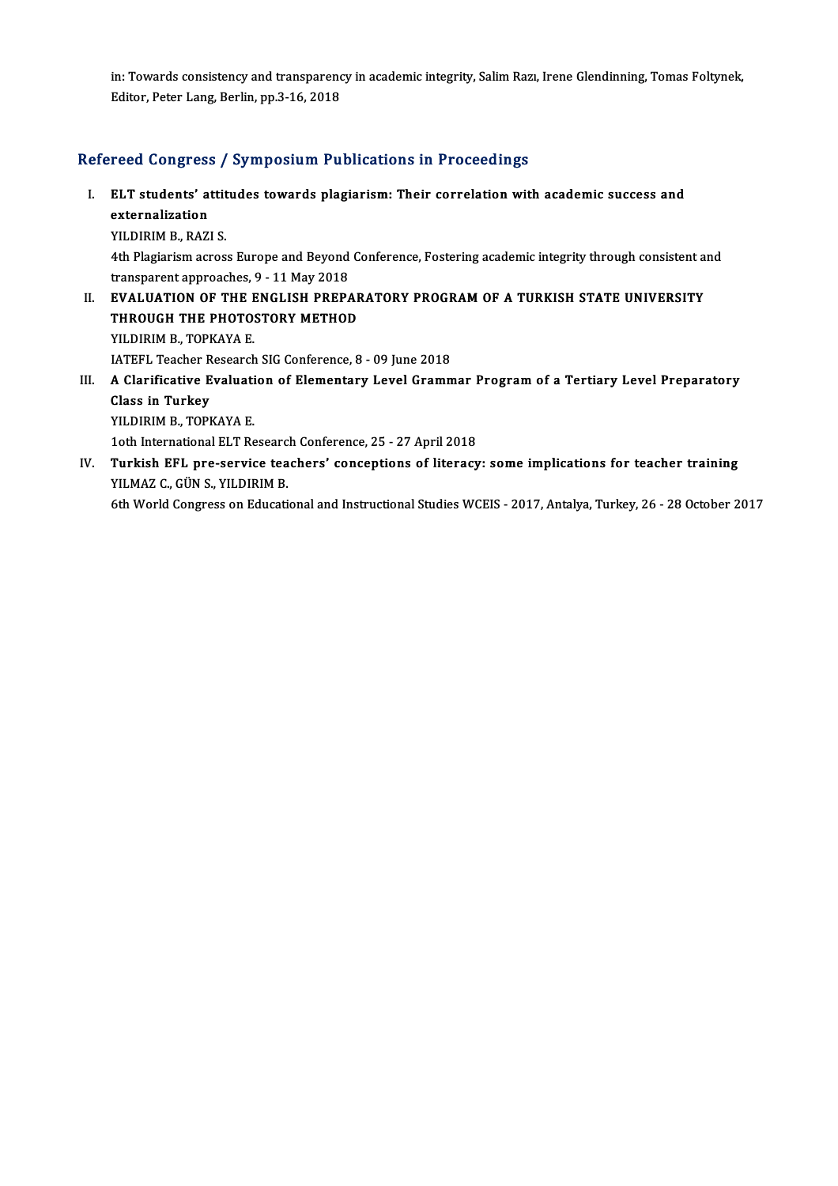in: Towards consistency and transparency in academic integrity, Salim Razı, Irene Glendinning, Tomas Foltynek, Editor, Peter Lang, Berlin, pp.3-16, 2018

## Refereed Congress / Symposium Publications in Proceedings

I. **ELT students' attitudes towards plagiarism: Their correlation with academic success and externalization**
   YILDIRIM B., RAZI S.
   4th Plagiarism across Europe and Beyond Conference, Fostering academic integrity through consistent and transparent approaches, 9 - 11 May 2018

II. **EVALUATION OF THE ENGLISH PREPARATORY PROGRAM OF A TURKISH STATE UNIVERSITY THROUGH THE PHOTOSTORY METHOD**
   YILDIRIM B., TOPKAYA E.
   IATEFL Teacher Research SIG Conference, 8 - 09 June 2018

III. **A Clarificative Evaluation of Elementary Level Grammar Program of a Tertiary Level Preparatory Class in Turkey**
   YILDIRIM B., TOPKAYA E.
   1oth International ELT Research Conference, 25 - 27 April 2018

IV. **Turkish EFL pre-service teachers' conceptions of literacy: some implications for teacher training**
   YILMAZ C., GÜN S., YILDIRIM B.
   6th World Congress on Educational and Instructional Studies WCEIS - 2017, Antalya, Turkey, 26 - 28 October 2017